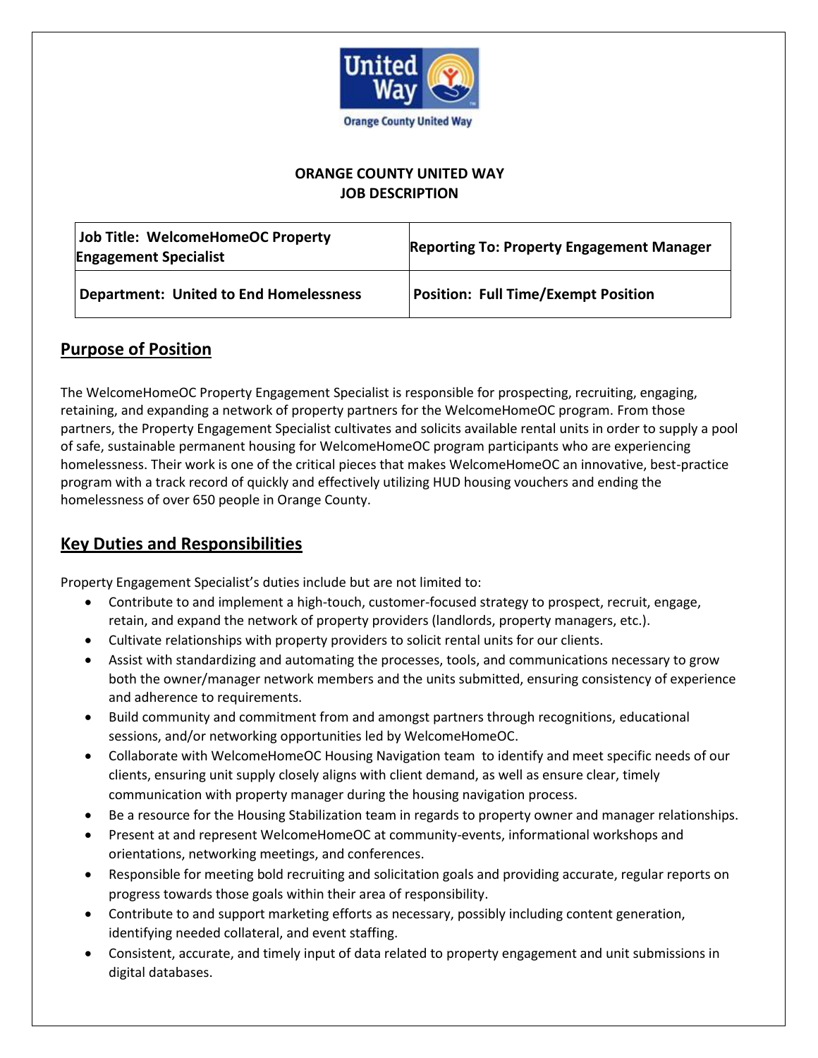**ORANGE COUNTY UNITED WAY**
**JOB DESCRIPTION**

| Job Title: WelcomeHomeOC Property Engagement Specialist | Reporting To: Property Engagement Manager |
|---|---|
| Department: United to End Homelessness | Position: Full Time/Exempt Position |

## Purpose of Position

The WelcomeHomeOC Property Engagement Specialist is responsible for prospecting, recruiting, engaging, retaining, and expanding a network of property partners for the WelcomeHomeOC program. From those partners, the Property Engagement Specialist cultivates and solicits available rental units in order to supply a pool of safe, sustainable permanent housing for WelcomeHomeOC program participants who are experiencing homelessness. Their work is one of the critical pieces that makes WelcomeHomeOC an innovative, best-practice program with a track record of quickly and effectively utilizing HUD housing vouchers and ending the homelessness of over 650 people in Orange County.

## Key Duties and Responsibilities

Property Engagement Specialist's duties include but are not limited to:

- Contribute to and implement a high-touch, customer-focused strategy to prospect, recruit, engage, retain, and expand the network of property providers (landlords, property managers, etc.).
- Cultivate relationships with property providers to solicit rental units for our clients.
- Assist with standardizing and automating the processes, tools, and communications necessary to grow both the owner/manager network members and the units submitted, ensuring consistency of experience and adherence to requirements.
- Build community and commitment from and amongst partners through recognitions, educational sessions, and/or networking opportunities led by WelcomeHomeOC.
- Collaborate with WelcomeHomeOC Housing Navigation team to identify and meet specific needs of our clients, ensuring unit supply closely aligns with client demand, as well as ensure clear, timely communication with property manager during the housing navigation process.
- Be a resource for the Housing Stabilization team in regards to property owner and manager relationships.
- Present at and represent WelcomeHomeOC at community-events, informational workshops and orientations, networking meetings, and conferences.
- Responsible for meeting bold recruiting and solicitation goals and providing accurate, regular reports on progress towards those goals within their area of responsibility.
- Contribute to and support marketing efforts as necessary, possibly including content generation, identifying needed collateral, and event staffing.
- Consistent, accurate, and timely input of data related to property engagement and unit submissions in digital databases.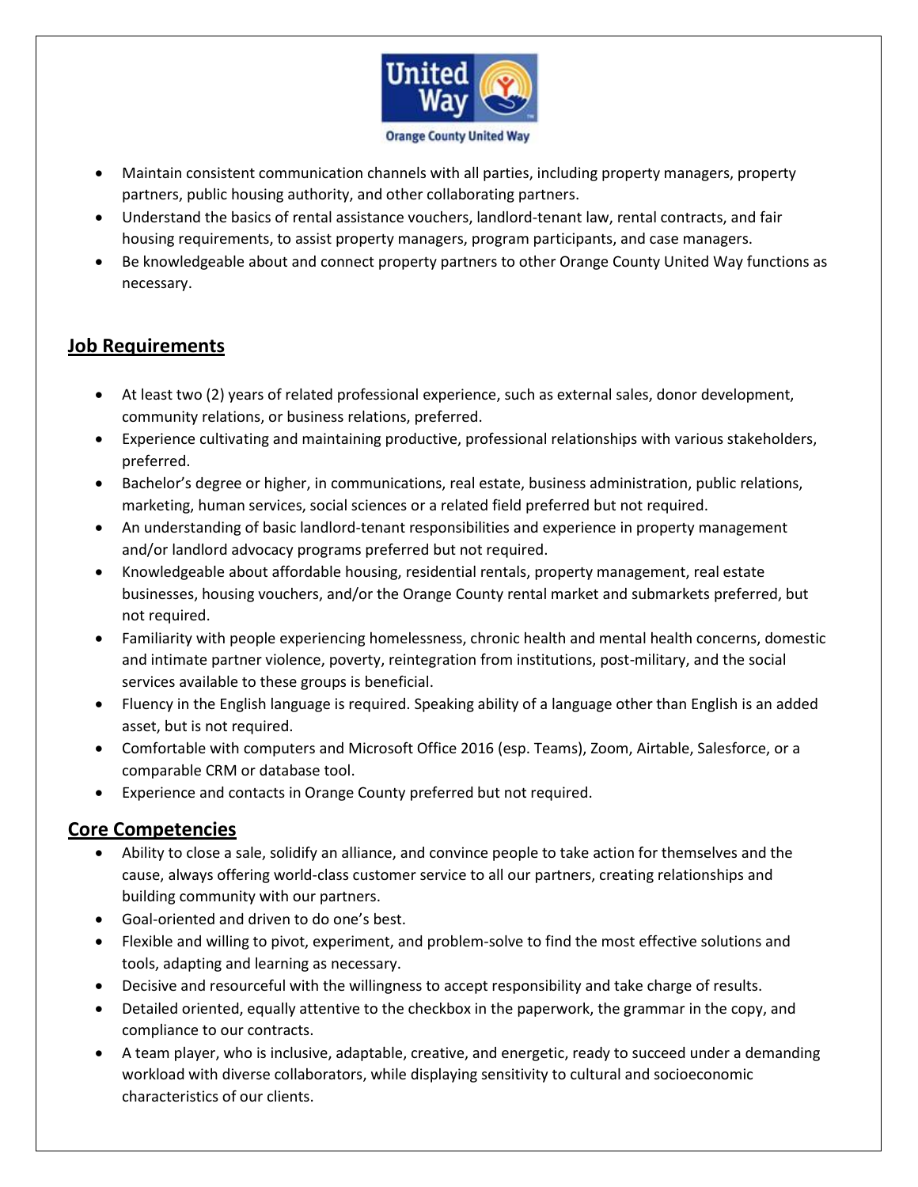- Maintain consistent communication channels with all parties, including property managers, property partners, public housing authority, and other collaborating partners.
- Understand the basics of rental assistance vouchers, landlord-tenant law, rental contracts, and fair housing requirements, to assist property managers, program participants, and case managers.
- Be knowledgeable about and connect property partners to other Orange County United Way functions as necessary.

## Job Requirements

- At least two (2) years of related professional experience, such as external sales, donor development, community relations, or business relations, preferred.
- Experience cultivating and maintaining productive, professional relationships with various stakeholders, preferred.
- Bachelor's degree or higher, in communications, real estate, business administration, public relations, marketing, human services, social sciences or a related field preferred but not required.
- An understanding of basic landlord-tenant responsibilities and experience in property management and/or landlord advocacy programs preferred but not required.
- Knowledgeable about affordable housing, residential rentals, property management, real estate businesses, housing vouchers, and/or the Orange County rental market and submarkets preferred, but not required.
- Familiarity with people experiencing homelessness, chronic health and mental health concerns, domestic and intimate partner violence, poverty, reintegration from institutions, post-military, and the social services available to these groups is beneficial.
- Fluency in the English language is required. Speaking ability of a language other than English is an added asset, but is not required.
- Comfortable with computers and Microsoft Office 2016 (esp. Teams), Zoom, Airtable, Salesforce, or a comparable CRM or database tool.
- Experience and contacts in Orange County preferred but not required.

## Core Competencies

- Ability to close a sale, solidify an alliance, and convince people to take action for themselves and the cause, always offering world-class customer service to all our partners, creating relationships and building community with our partners.
- Goal-oriented and driven to do one's best.
- Flexible and willing to pivot, experiment, and problem-solve to find the most effective solutions and tools, adapting and learning as necessary.
- Decisive and resourceful with the willingness to accept responsibility and take charge of results.
- Detailed oriented, equally attentive to the checkbox in the paperwork, the grammar in the copy, and compliance to our contracts.
- A team player, who is inclusive, adaptable, creative, and energetic, ready to succeed under a demanding workload with diverse collaborators, while displaying sensitivity to cultural and socioeconomic characteristics of our clients.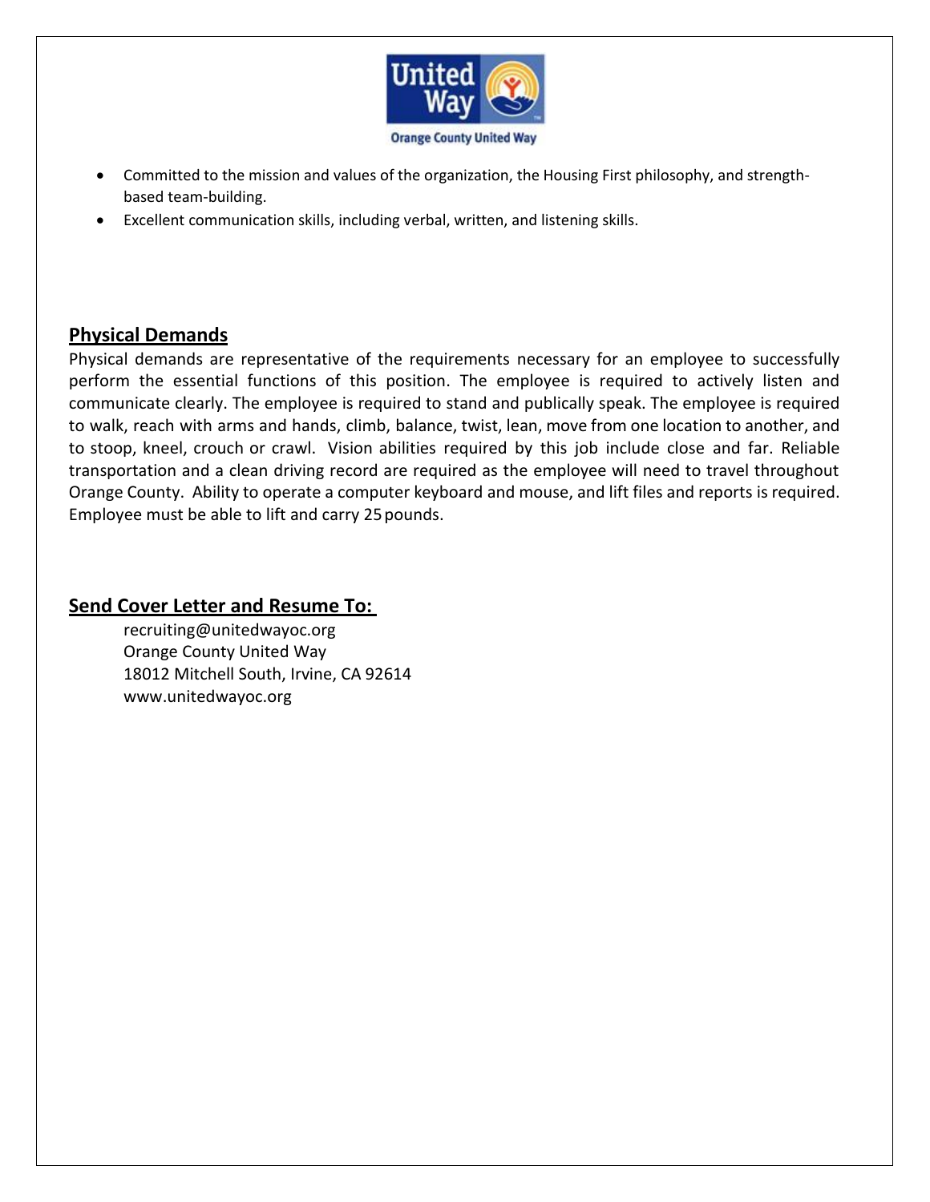- Committed to the mission and values of the organization, the Housing First philosophy, and strength-based team-building.
- Excellent communication skills, including verbal, written, and listening skills.

## Physical Demands

Physical demands are representative of the requirements necessary for an employee to successfully perform the essential functions of this position. The employee is required to actively listen and communicate clearly. The employee is required to stand and publically speak. The employee is required to walk, reach with arms and hands, climb, balance, twist, lean, move from one location to another, and to stoop, kneel, crouch or crawl. Vision abilities required by this job include close and far. Reliable transportation and a clean driving record are required as the employee will need to travel throughout Orange County. Ability to operate a computer keyboard and mouse, and lift files and reports is required. Employee must be able to lift and carry 25 pounds.

## Send Cover Letter and Resume To:

recruiting@unitedwayoc.org
Orange County United Way
18012 Mitchell South, Irvine, CA 92614
www.unitedwayoc.org